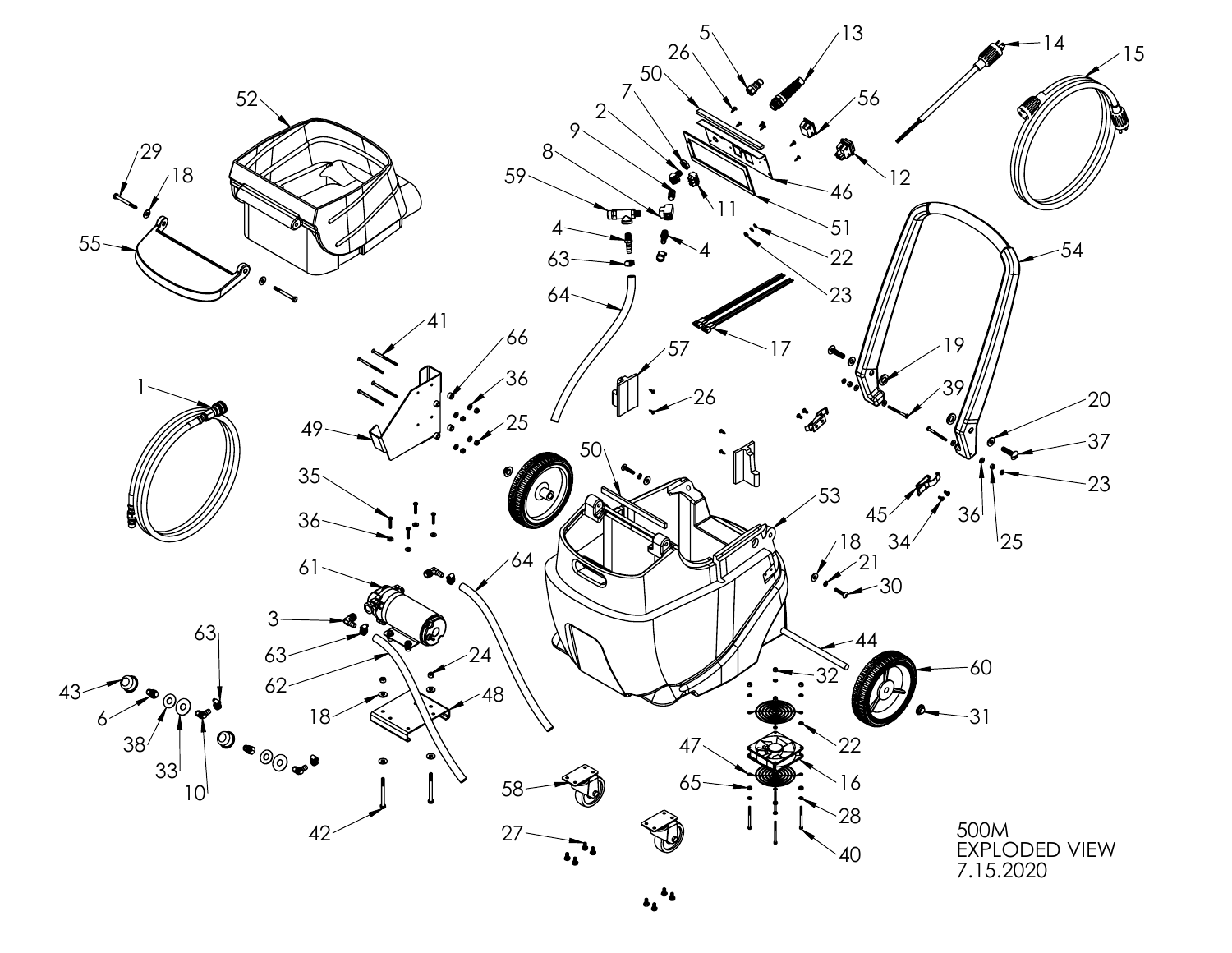500M
EXPLODED VIEW
7.15.2020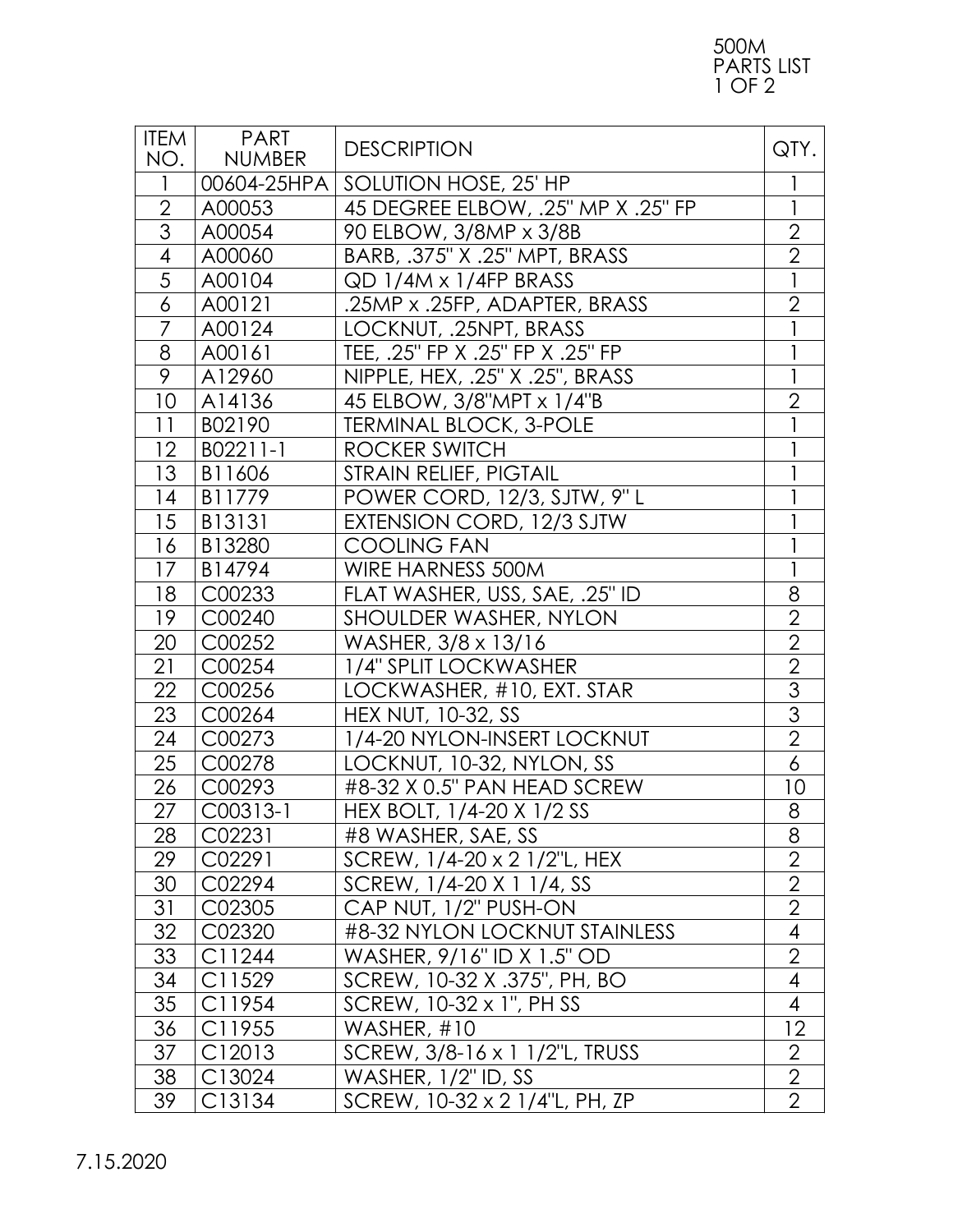# 500M PARTS LIST

| ITEM NO. | PART NUMBER | DESCRIPTION | QTY. |
|---|---|---|---|
| 1 | 00604-25HPA | SOLUTION HOSE, 25' HP | 1 |
| 2 | A00053 | 45 DEGREE ELBOW, .25" MP X .25" FP | 1 |
| 3 | A00054 | 90 ELBOW, 3/8MP x 3/8B | 2 |
| 4 | A00060 | BARB, .375" X .25" MPT, BRASS | 2 |
| 5 | A00104 | QD 1/4M x 1/4FP BRASS | 1 |
| 6 | A00121 | .25MP x .25FP, ADAPTER, BRASS | 2 |
| 7 | A00124 | LOCKNUT, .25NPT, BRASS | 1 |
| 8 | A00161 | TEE, .25" FP X .25" FP X .25" FP | 1 |
| 9 | A12960 | NIPPLE, HEX, .25" X .25", BRASS | 1 |
| 10 | A14136 | 45 ELBOW, 3/8"MPT x 1/4"B | 2 |
| 11 | B02190 | TERMINAL BLOCK, 3-POLE | 1 |
| 12 | B02211-1 | ROCKER SWITCH | 1 |
| 13 | B11606 | STRAIN RELIEF, PIGTAIL | 1 |
| 14 | B11779 | POWER CORD, 12/3, SJTW, 9" L | 1 |
| 15 | B13131 | EXTENSION CORD, 12/3 SJTW | 1 |
| 16 | B13280 | COOLING FAN | 1 |
| 17 | B14794 | WIRE HARNESS 500M | 1 |
| 18 | C00233 | FLAT WASHER, USS, SAE, .25" ID | 8 |
| 19 | C00240 | SHOULDER WASHER, NYLON | 2 |
| 20 | C00252 | WASHER, 3/8 x 13/16 | 2 |
| 21 | C00254 | 1/4" SPLIT LOCKWASHER | 2 |
| 22 | C00256 | LOCKWASHER, #10, EXT. STAR | 3 |
| 23 | C00264 | HEX NUT, 10-32, SS | 3 |
| 24 | C00273 | 1/4-20 NYLON-INSERT LOCKNUT | 2 |
| 25 | C00278 | LOCKNUT, 10-32, NYLON, SS | 6 |
| 26 | C00293 | #8-32 X 0.5" PAN HEAD SCREW | 10 |
| 27 | C00313-1 | HEX BOLT, 1/4-20 X 1/2 SS | 8 |
| 28 | C02231 | #8 WASHER, SAE, SS | 8 |
| 29 | C02291 | SCREW, 1/4-20 x 2 1/2"L, HEX | 2 |
| 30 | C02294 | SCREW, 1/4-20 X 1 1/4, SS | 2 |
| 31 | C02305 | CAP NUT, 1/2" PUSH-ON | 2 |
| 32 | C02320 | #8-32 NYLON LOCKNUT STAINLESS | 4 |
| 33 | C11244 | WASHER, 9/16" ID X 1.5" OD | 2 |
| 34 | C11529 | SCREW, 10-32 X .375", PH, BO | 4 |
| 35 | C11954 | SCREW, 10-32 x 1", PH SS | 4 |
| 36 | C11955 | WASHER, #10 | 12 |
| 37 | C12013 | SCREW, 3/8-16 x 1 1/2"L, TRUSS | 2 |
| 38 | C13024 | WASHER, 1/2" ID, SS | 2 |
| 39 | C13134 | SCREW, 10-32 x 2 1/4"L, PH, ZP | 2 |

7.15.2020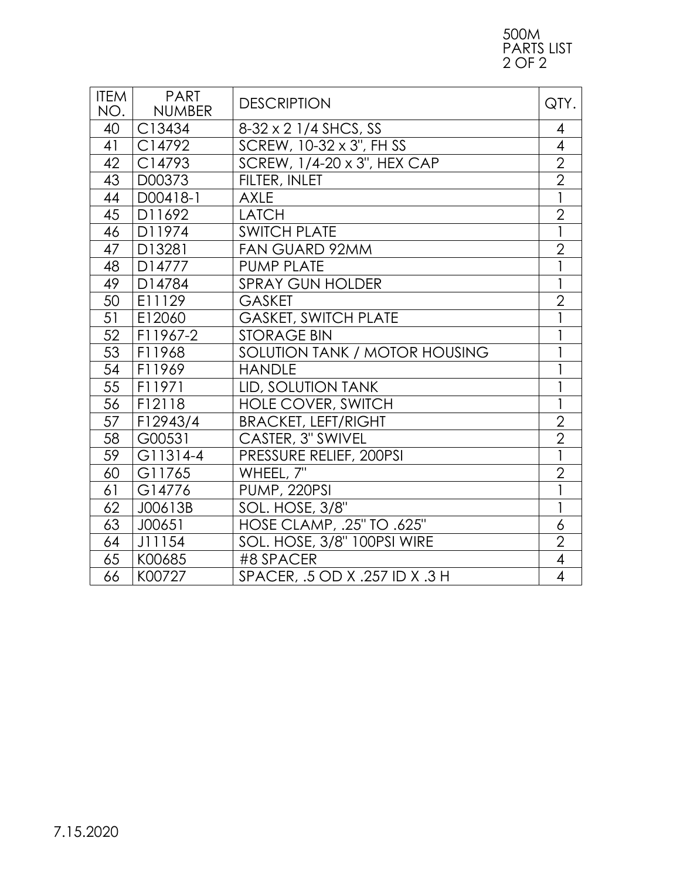500M
PARTS LIST
2 OF 2

| ITEM NO. | PART NUMBER | DESCRIPTION | QTY. |
|---|---|---|---|
| 40 | C13434 | 8-32 x 2 1/4 SHCS, SS | 4 |
| 41 | C14792 | SCREW, 10-32 x 3", FH SS | 4 |
| 42 | C14793 | SCREW, 1/4-20 x 3", HEX CAP | 2 |
| 43 | D00373 | FILTER, INLET | 2 |
| 44 | D00418-1 | AXLE | 1 |
| 45 | D11692 | LATCH | 2 |
| 46 | D11974 | SWITCH PLATE | 1 |
| 47 | D13281 | FAN GUARD 92MM | 2 |
| 48 | D14777 | PUMP PLATE | 1 |
| 49 | D14784 | SPRAY GUN HOLDER | 1 |
| 50 | E11129 | GASKET | 2 |
| 51 | E12060 | GASKET, SWITCH PLATE | 1 |
| 52 | F11967-2 | STORAGE BIN | 1 |
| 53 | F11968 | SOLUTION TANK / MOTOR HOUSING | 1 |
| 54 | F11969 | HANDLE | 1 |
| 55 | F11971 | LID, SOLUTION TANK | 1 |
| 56 | F12118 | HOLE COVER, SWITCH | 1 |
| 57 | F12943/4 | BRACKET, LEFT/RIGHT | 2 |
| 58 | G00531 | CASTER, 3" SWIVEL | 2 |
| 59 | G11314-4 | PRESSURE RELIEF, 200PSI | 1 |
| 60 | G11765 | WHEEL, 7" | 2 |
| 61 | G14776 | PUMP, 220PSI | 1 |
| 62 | J00613B | SOL. HOSE, 3/8" | 1 |
| 63 | J00651 | HOSE CLAMP, .25" TO .625" | 6 |
| 64 | J11154 | SOL. HOSE, 3/8" 100PSI WIRE | 2 |
| 65 | K00685 | #8 SPACER | 4 |
| 66 | K00727 | SPACER, .5 OD X .257 ID X .3 H | 4 |

7.15.2020